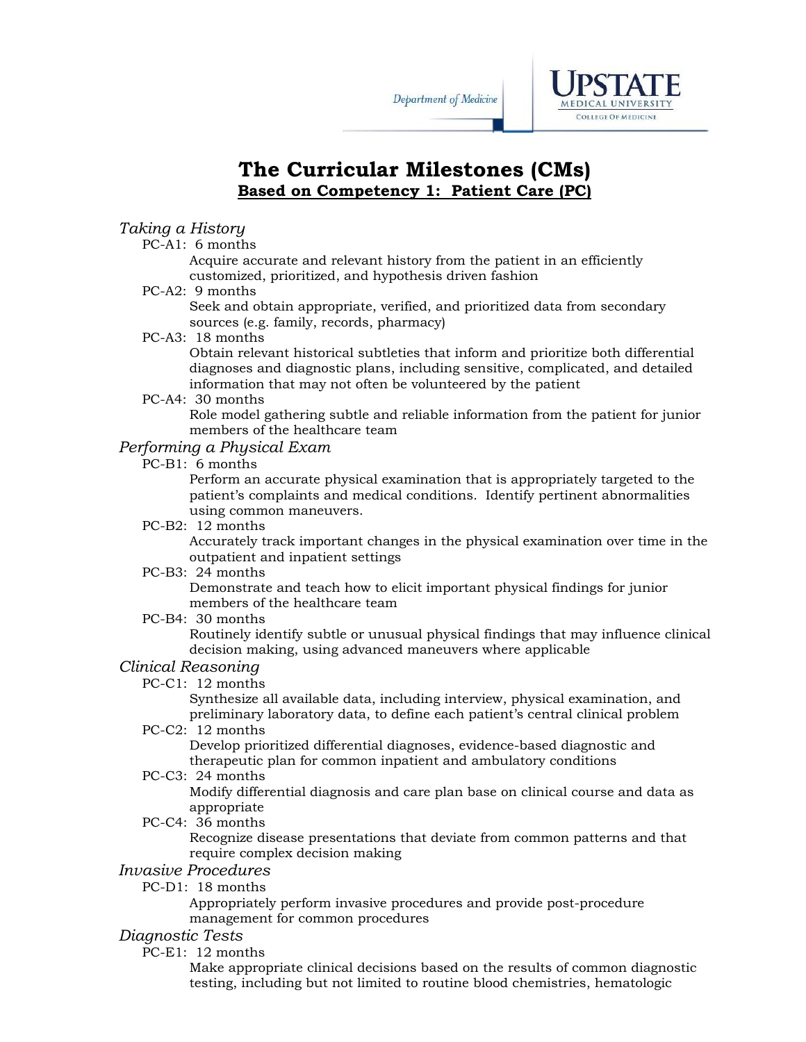Department of Medicine

UPSTATE MEDICAL UNIVERSITY
COLLEGE OF MEDICINE

# The Curricular Milestones (CMs)

## Based on Competency 1: Patient Care (PC)

### *Taking a History*

- PC-A1: 6 months
  - Acquire accurate and relevant history from the patient in an efficiently customized, prioritized, and hypothesis driven fashion
- PC-A2: 9 months
  - Seek and obtain appropriate, verified, and prioritized data from secondary sources (e.g. family, records, pharmacy)
- PC-A3: 18 months
  - Obtain relevant historical subtleties that inform and prioritize both differential diagnoses and diagnostic plans, including sensitive, complicated, and detailed information that may not often be volunteered by the patient
- PC-A4: 30 months
  - Role model gathering subtle and reliable information from the patient for junior members of the healthcare team

### *Performing a Physical Exam*

- PC-B1: 6 months
  - Perform an accurate physical examination that is appropriately targeted to the patient's complaints and medical conditions. Identify pertinent abnormalities using common maneuvers.
- PC-B2: 12 months
  - Accurately track important changes in the physical examination over time in the outpatient and inpatient settings
- PC-B3: 24 months
  - Demonstrate and teach how to elicit important physical findings for junior members of the healthcare team
- PC-B4: 30 months
  - Routinely identify subtle or unusual physical findings that may influence clinical decision making, using advanced maneuvers where applicable

### *Clinical Reasoning*

- PC-C1: 12 months
  - Synthesize all available data, including interview, physical examination, and preliminary laboratory data, to define each patient's central clinical problem
- PC-C2: 12 months
  - Develop prioritized differential diagnoses, evidence-based diagnostic and therapeutic plan for common inpatient and ambulatory conditions
- PC-C3: 24 months
  - Modify differential diagnosis and care plan base on clinical course and data as appropriate
- PC-C4: 36 months
  - Recognize disease presentations that deviate from common patterns and that require complex decision making

### *Invasive Procedures*

- PC-D1: 18 months
  - Appropriately perform invasive procedures and provide post-procedure management for common procedures

### *Diagnostic Tests*

- PC-E1: 12 months
  - Make appropriate clinical decisions based on the results of common diagnostic testing, including but not limited to routine blood chemistries, hematologic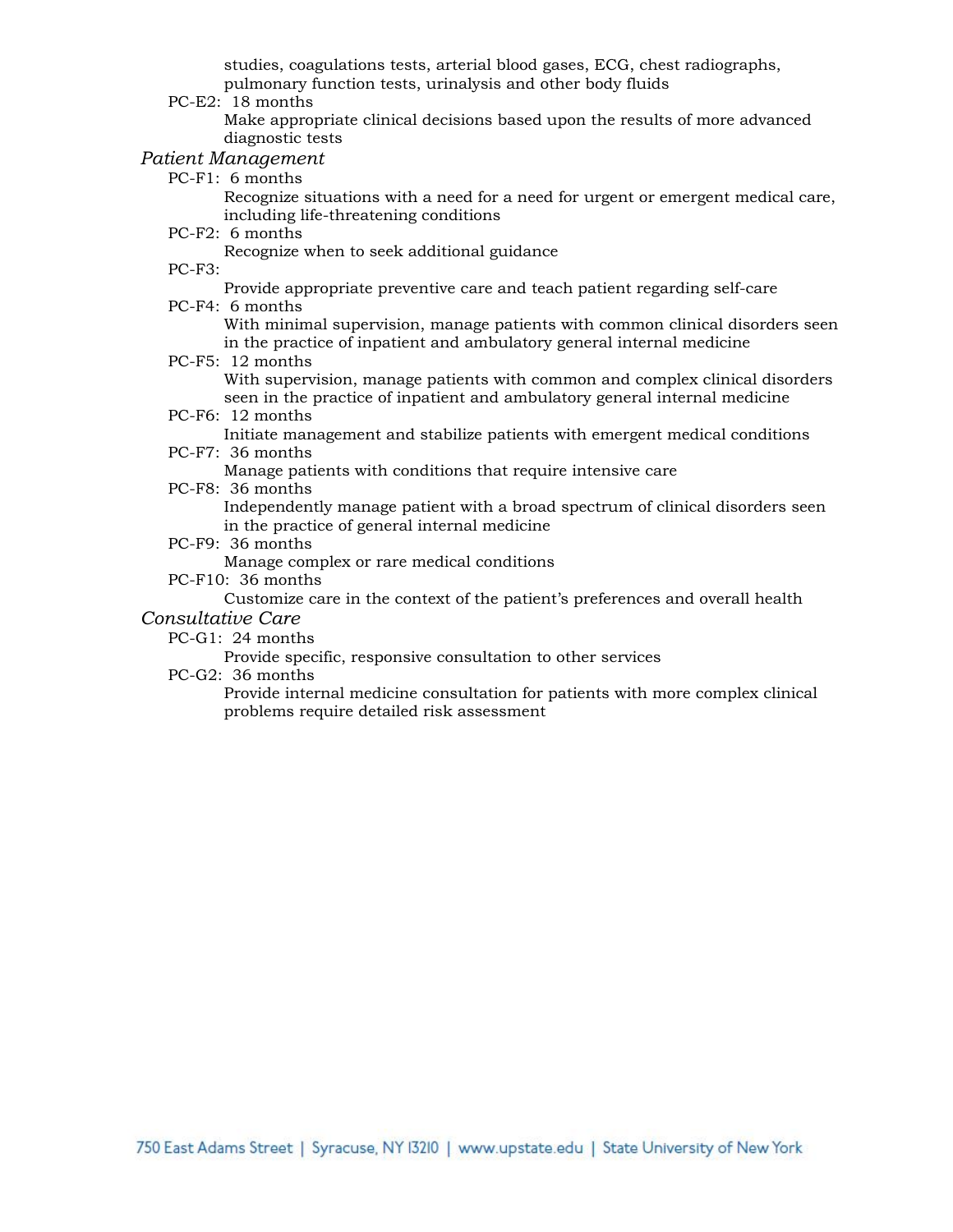studies, coagulations tests, arterial blood gases, ECG, chest radiographs, pulmonary function tests, urinalysis and other body fluids

PC-E2: 18 months

Make appropriate clinical decisions based upon the results of more advanced diagnostic tests

*Patient Management*

PC-F1: 6 months

Recognize situations with a need for a need for urgent or emergent medical care, including life-threatening conditions

PC-F2: 6 months

Recognize when to seek additional guidance

PC-F3:

Provide appropriate preventive care and teach patient regarding self-care

PC-F4: 6 months

With minimal supervision, manage patients with common clinical disorders seen in the practice of inpatient and ambulatory general internal medicine

PC-F5: 12 months

With supervision, manage patients with common and complex clinical disorders seen in the practice of inpatient and ambulatory general internal medicine

PC-F6: 12 months

Initiate management and stabilize patients with emergent medical conditions

PC-F7: 36 months

Manage patients with conditions that require intensive care

PC-F8: 36 months

Independently manage patient with a broad spectrum of clinical disorders seen in the practice of general internal medicine

PC-F9: 36 months

Manage complex or rare medical conditions

PC-F10: 36 months

Customize care in the context of the patient's preferences and overall health

*Consultative Care*

PC-G1: 24 months

Provide specific, responsive consultation to other services

PC-G2: 36 months

Provide internal medicine consultation for patients with more complex clinical problems require detailed risk assessment

750 East Adams Street | Syracuse, NY 13210 | www.upstate.edu | State University of New York